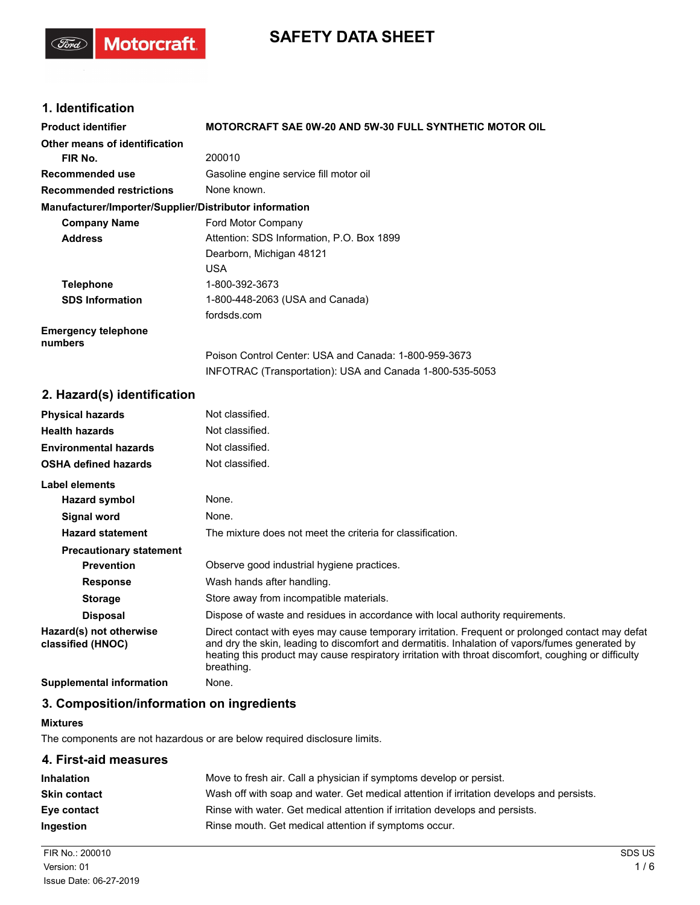# SAFETY DATA SHEET

## 1. Identification

| | |
|---|---|
| **Product identifier** | **MOTORCRAFT SAE 0W-20 AND 5W-30 FULL SYNTHETIC MOTOR OIL** |
| **Other means of identification** | |
| **FIR No.** | 200010 |
| **Recommended use** | Gasoline engine service fill motor oil |
| **Recommended restrictions** | None known. |

**Manufacturer/Importer/Supplier/Distributor information**

| | |
|---|---|
| **Company Name** | Ford Motor Company |
| **Address** | Attention: SDS Information, P.O. Box 1899<br>Dearborn, Michigan 48121<br>USA |
| **Telephone** | 1-800-392-3673 |
| **SDS Information** | 1-800-448-2063 (USA and Canada)<br>fordsds.com |
| **Emergency telephone numbers** | Poison Control Center: USA and Canada: 1-800-959-3673<br>INFOTRAC (Transportation): USA and Canada 1-800-535-5053 |

## 2. Hazard(s) identification

| | |
|---|---|
| **Physical hazards** | Not classified. |
| **Health hazards** | Not classified. |
| **Environmental hazards** | Not classified. |
| **OSHA defined hazards** | Not classified. |

**Label elements**

| | |
|---|---|
| **Hazard symbol** | None. |
| **Signal word** | None. |
| **Hazard statement** | The mixture does not meet the criteria for classification. |

**Precautionary statement**

| | |
|---|---|
| **Prevention** | Observe good industrial hygiene practices. |
| **Response** | Wash hands after handling. |
| **Storage** | Store away from incompatible materials. |
| **Disposal** | Dispose of waste and residues in accordance with local authority requirements. |
| **Hazard(s) not otherwise classified (HNOC)** | Direct contact with eyes may cause temporary irritation. Frequent or prolonged contact may defat and dry the skin, leading to discomfort and dermatitis. Inhalation of vapors/fumes generated by heating this product may cause respiratory irritation with throat discomfort, coughing or difficulty breathing. |
| **Supplemental information** | None. |

## 3. Composition/information on ingredients

**Mixtures**

The components are not hazardous or are below required disclosure limits.

## 4. First-aid measures

| | |
|---|---|
| **Inhalation** | Move to fresh air. Call a physician if symptoms develop or persist. |
| **Skin contact** | Wash off with soap and water. Get medical attention if irritation develops and persists. |
| **Eye contact** | Rinse with water. Get medical attention if irritation develops and persists. |
| **Ingestion** | Rinse mouth. Get medical attention if symptoms occur. |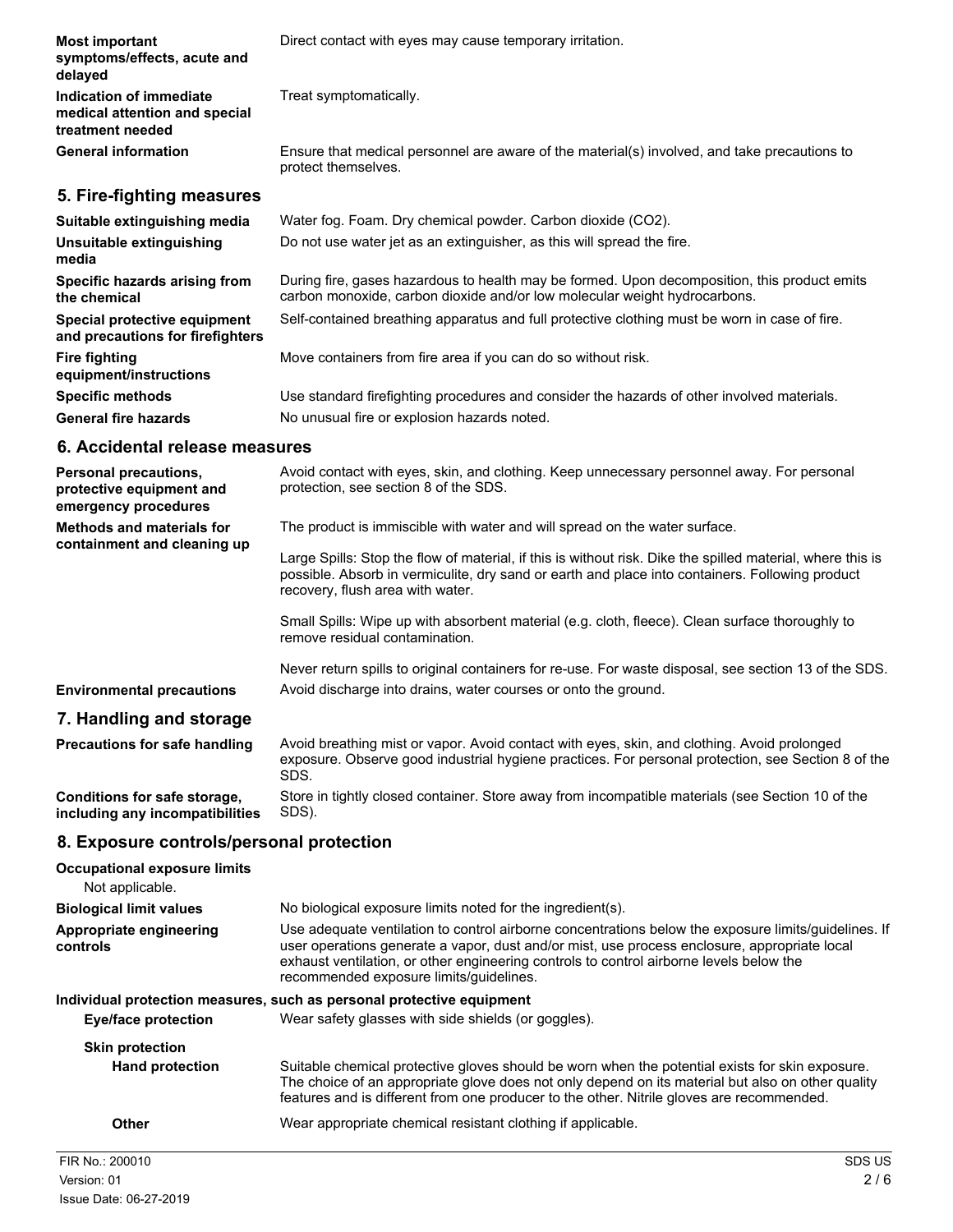**Most important symptoms/effects, acute and delayed**: Direct contact with eyes may cause temporary irritation.

**Indication of immediate medical attention and special treatment needed**: Treat symptomatically.

**General information**: Ensure that medical personnel are aware of the material(s) involved, and take precautions to protect themselves.

## 5. Fire-fighting measures

**Suitable extinguishing media**: Water fog. Foam. Dry chemical powder. Carbon dioxide ($CO_2$).

**Unsuitable extinguishing media**: Do not use water jet as an extinguisher, as this will spread the fire.

**Specific hazards arising from the chemical**: During fire, gases hazardous to health may be formed. Upon decomposition, this product emits carbon monoxide, carbon dioxide and/or low molecular weight hydrocarbons.

**Special protective equipment and precautions for firefighters**: Self-contained breathing apparatus and full protective clothing must be worn in case of fire.

**Fire fighting equipment/instructions**: Move containers from fire area if you can do so without risk.

**Specific methods**: Use standard firefighting procedures and consider the hazards of other involved materials.

**General fire hazards**: No unusual fire or explosion hazards noted.

## 6. Accidental release measures

**Personal precautions, protective equipment and emergency procedures**: Avoid contact with eyes, skin, and clothing. Keep unnecessary personnel away. For personal protection, see section 8 of the SDS.

**Methods and materials for containment and cleaning up**: The product is immiscible with water and will spread on the water surface.

Large Spills: Stop the flow of material, if this is without risk. Dike the spilled material, where this is possible. Absorb in vermiculite, dry sand or earth and place into containers. Following product recovery, flush area with water.

Small Spills: Wipe up with absorbent material (e.g. cloth, fleece). Clean surface thoroughly to remove residual contamination.

Never return spills to original containers for re-use. For waste disposal, see section 13 of the SDS.

**Environmental precautions**: Avoid discharge into drains, water courses or onto the ground.

## 7. Handling and storage

**Precautions for safe handling**: Avoid breathing mist or vapor. Avoid contact with eyes, skin, and clothing. Avoid prolonged exposure. Observe good industrial hygiene practices. For personal protection, see Section 8 of the SDS.

**Conditions for safe storage, including any incompatibilities**: Store in tightly closed container. Store away from incompatible materials (see Section 10 of the SDS).

## 8. Exposure controls/personal protection

**Occupational exposure limits**

Not applicable.

**Biological limit values**: No biological exposure limits noted for the ingredient(s).

**Appropriate engineering controls**: Use adequate ventilation to control airborne concentrations below the exposure limits/guidelines. If user operations generate a vapor, dust and/or mist, use process enclosure, appropriate local exhaust ventilation, or other engineering controls to control airborne levels below the recommended exposure limits/guidelines.

**Individual protection measures, such as personal protective equipment**

**Eye/face protection**: Wear safety glasses with side shields (or goggles).

**Skin protection**

**Hand protection**: Suitable chemical protective gloves should be worn when the potential exists for skin exposure. The choice of an appropriate glove does not only depend on its material but also on other quality features and is different from one producer to the other. Nitrile gloves are recommended.

**Other**: Wear appropriate chemical resistant clothing if applicable.

FIR No.: 200010
Version: 01
Issue Date: 06-27-2019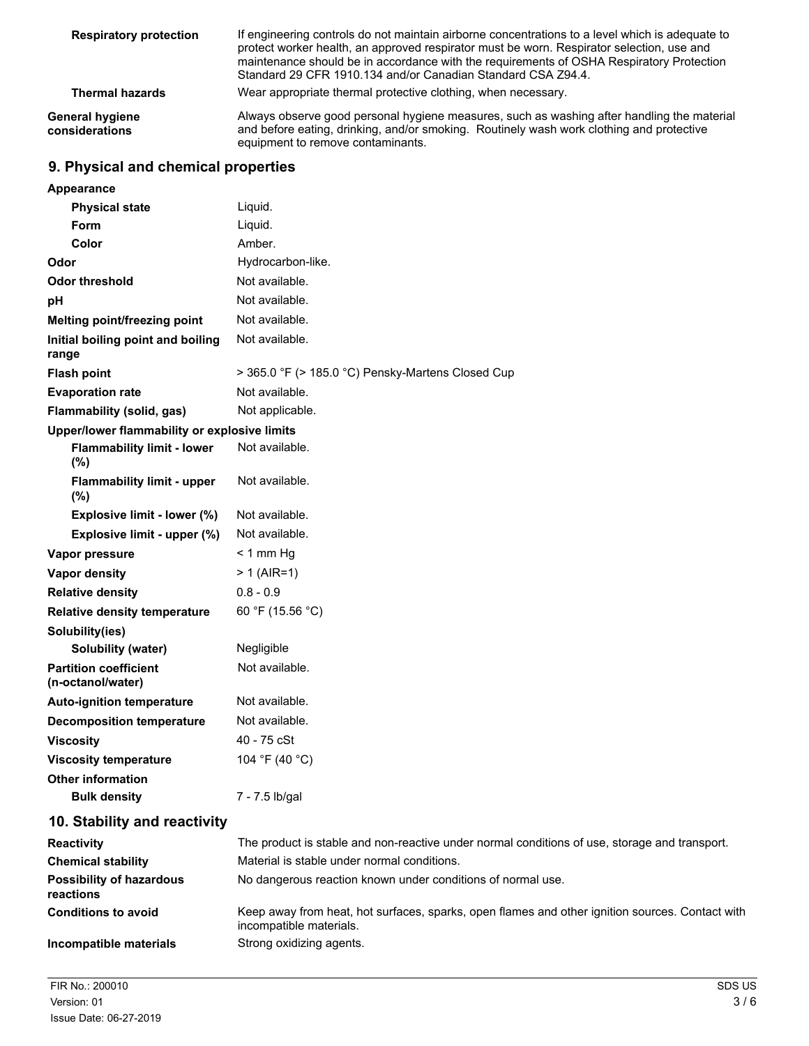| | |
|---|---|
| **Respiratory protection** | If engineering controls do not maintain airborne concentrations to a level which is adequate to protect worker health, an approved respirator must be worn. Respirator selection, use and maintenance should be in accordance with the requirements of OSHA Respiratory Protection Standard 29 CFR 1910.134 and/or Canadian Standard CSA Z94.4. |
| **Thermal hazards** | Wear appropriate thermal protective clothing, when necessary. |
| **General hygiene considerations** | Always observe good personal hygiene measures, such as washing after handling the material and before eating, drinking, and/or smoking. Routinely wash work clothing and protective equipment to remove contaminants. |

## 9. Physical and chemical properties

| | |
|---|---|
| **Appearance** | |
| **Physical state** | Liquid. |
| **Form** | Liquid. |
| **Color** | Amber. |
| **Odor** | Hydrocarbon-like. |
| **Odor threshold** | Not available. |
| **pH** | Not available. |
| **Melting point/freezing point** | Not available. |
| **Initial boiling point and boiling range** | Not available. |
| **Flash point** | > 365.0 °F (> 185.0 °C) Pensky-Martens Closed Cup |
| **Evaporation rate** | Not available. |
| **Flammability (solid, gas)** | Not applicable. |
| **Upper/lower flammability or explosive limits** | |
| **Flammability limit - lower (%)** | Not available. |
| **Flammability limit - upper (%)** | Not available. |
| **Explosive limit - lower (%)** | Not available. |
| **Explosive limit - upper (%)** | Not available. |
| **Vapor pressure** | < 1 mm Hg |
| **Vapor density** | > 1 (AIR=1) |
| **Relative density** | 0.8 - 0.9 |
| **Relative density temperature** | 60 °F (15.56 °C) |
| **Solubility(ies)** | |
| **Solubility (water)** | Negligible |
| **Partition coefficient (n-octanol/water)** | Not available. |
| **Auto-ignition temperature** | Not available. |
| **Decomposition temperature** | Not available. |
| **Viscosity** | 40 - 75 cSt |
| **Viscosity temperature** | 104 °F (40 °C) |
| **Other information** | |
| **Bulk density** | 7 - 7.5 lb/gal |

## 10. Stability and reactivity

| | |
|---|---|
| **Reactivity** | The product is stable and non-reactive under normal conditions of use, storage and transport. |
| **Chemical stability** | Material is stable under normal conditions. |
| **Possibility of hazardous reactions** | No dangerous reaction known under conditions of normal use. |
| **Conditions to avoid** | Keep away from heat, hot surfaces, sparks, open flames and other ignition sources. Contact with incompatible materials. |
| **Incompatible materials** | Strong oxidizing agents. |

FIR No.: 200010
Version: 01
Issue Date: 06-27-2019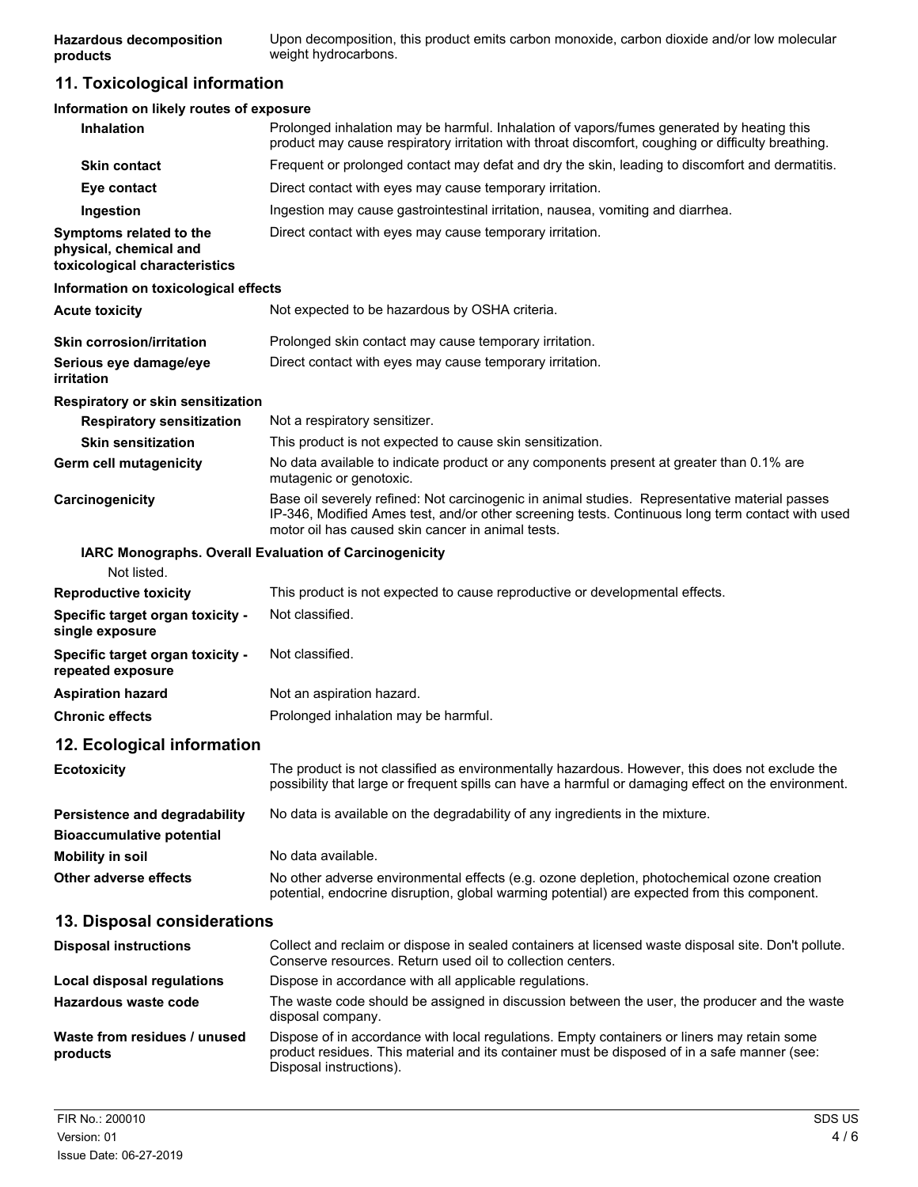| | |
|---|---|
| **Hazardous decomposition products** | Upon decomposition, this product emits carbon monoxide, carbon dioxide and/or low molecular weight hydrocarbons. |

## 11. Toxicological information

**Information on likely routes of exposure**

| | |
|---|---|
| **Inhalation** | Prolonged inhalation may be harmful. Inhalation of vapors/fumes generated by heating this product may cause respiratory irritation with throat discomfort, coughing or difficulty breathing. |
| **Skin contact** | Frequent or prolonged contact may defat and dry the skin, leading to discomfort and dermatitis. |
| **Eye contact** | Direct contact with eyes may cause temporary irritation. |
| **Ingestion** | Ingestion may cause gastrointestinal irritation, nausea, vomiting and diarrhea. |
| **Symptoms related to the physical, chemical and toxicological characteristics** | Direct contact with eyes may cause temporary irritation. |

**Information on toxicological effects**

| | |
|---|---|
| **Acute toxicity** | Not expected to be hazardous by OSHA criteria. |
| **Skin corrosion/irritation** | Prolonged skin contact may cause temporary irritation. |
| **Serious eye damage/eye irritation** | Direct contact with eyes may cause temporary irritation. |

**Respiratory or skin sensitization**

| | |
|---|---|
| **Respiratory sensitization** | Not a respiratory sensitizer. |
| **Skin sensitization** | This product is not expected to cause skin sensitization. |
| **Germ cell mutagenicity** | No data available to indicate product or any components present at greater than 0.1% are mutagenic or genotoxic. |
| **Carcinogenicity** | Base oil severely refined: Not carcinogenic in animal studies. Representative material passes IP-346, Modified Ames test, and/or other screening tests. Continuous long term contact with used motor oil has caused skin cancer in animal tests. |

**IARC Monographs. Overall Evaluation of Carcinogenicity**

Not listed.

| | |
|---|---|
| **Reproductive toxicity** | This product is not expected to cause reproductive or developmental effects. |
| **Specific target organ toxicity - single exposure** | Not classified. |
| **Specific target organ toxicity - repeated exposure** | Not classified. |
| **Aspiration hazard** | Not an aspiration hazard. |
| **Chronic effects** | Prolonged inhalation may be harmful. |

## 12. Ecological information

| | |
|---|---|
| **Ecotoxicity** | The product is not classified as environmentally hazardous. However, this does not exclude the possibility that large or frequent spills can have a harmful or damaging effect on the environment. |
| **Persistence and degradability** | No data is available on the degradability of any ingredients in the mixture. |
| **Bioaccumulative potential** | |
| **Mobility in soil** | No data available. |
| **Other adverse effects** | No other adverse environmental effects (e.g. ozone depletion, photochemical ozone creation potential, endocrine disruption, global warming potential) are expected from this component. |

## 13. Disposal considerations

| | |
|---|---|
| **Disposal instructions** | Collect and reclaim or dispose in sealed containers at licensed waste disposal site. Don't pollute. Conserve resources. Return used oil to collection centers. |
| **Local disposal regulations** | Dispose in accordance with all applicable regulations. |
| **Hazardous waste code** | The waste code should be assigned in discussion between the user, the producer and the waste disposal company. |
| **Waste from residues / unused products** | Dispose of in accordance with local regulations. Empty containers or liners may retain some product residues. This material and its container must be disposed of in a safe manner (see: Disposal instructions). |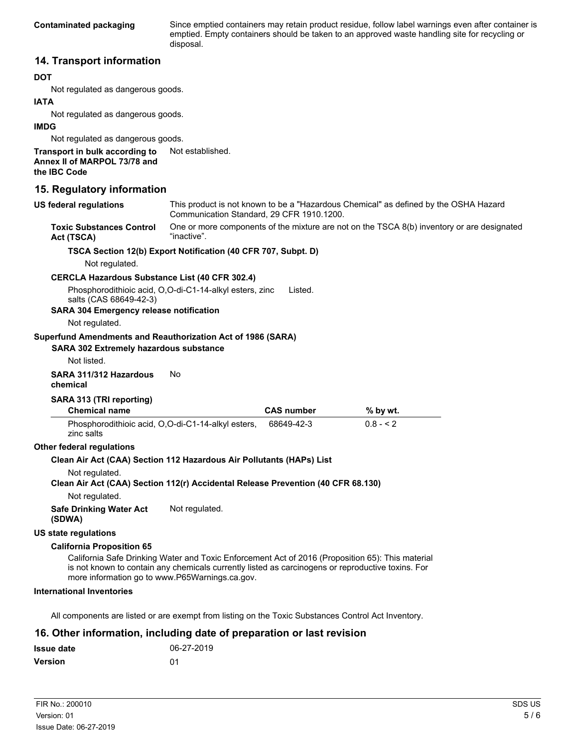**Contaminated packaging** Since emptied containers may retain product residue, follow label warnings even after container is emptied. Empty containers should be taken to an approved waste handling site for recycling or disposal.

## 14. Transport information

**DOT**

Not regulated as dangerous goods.

**IATA**

Not regulated as dangerous goods.

**IMDG**

Not regulated as dangerous goods.

**Transport in bulk according to Annex II of MARPOL 73/78 and the IBC Code** Not established.

## 15. Regulatory information

**US federal regulations** This product is not known to be a "Hazardous Chemical" as defined by the OSHA Hazard Communication Standard, 29 CFR 1910.1200.

**Toxic Substances Control Act (TSCA)** One or more components of the mixture are not on the TSCA 8(b) inventory or are designated "inactive".

**TSCA Section 12(b) Export Notification (40 CFR 707, Subpt. D)**

Not regulated.

**CERCLA Hazardous Substance List (40 CFR 302.4)**

Phosphorodithioic acid, O,O-di-C1-14-alkyl esters, zinc salts (CAS 68649-42-3) Listed.

**SARA 304 Emergency release notification**

Not regulated.

**Superfund Amendments and Reauthorization Act of 1986 (SARA)**

**SARA 302 Extremely hazardous substance**

Not listed.

**SARA 311/312 Hazardous chemical** No

**SARA 313 (TRI reporting)**

| Chemical name | CAS number | % by wt. |
| --- | --- | --- |
| Phosphorodithioic acid, O,O-di-C1-14-alkyl esters, zinc salts | 68649-42-3 | 0.8 - < 2 |

**Other federal regulations**

**Clean Air Act (CAA) Section 112 Hazardous Air Pollutants (HAPs) List**

Not regulated.

**Clean Air Act (CAA) Section 112(r) Accidental Release Prevention (40 CFR 68.130)**

Not regulated.

**Safe Drinking Water Act (SDWA)** Not regulated.

**US state regulations**

**California Proposition 65**

California Safe Drinking Water and Toxic Enforcement Act of 2016 (Proposition 65): This material is not known to contain any chemicals currently listed as carcinogens or reproductive toxins. For more information go to www.P65Warnings.ca.gov.

**International Inventories**

All components are listed or are exempt from listing on the Toxic Substances Control Act Inventory.

## 16. Other information, including date of preparation or last revision

**Issue date** 06-27-2019

**Version** 01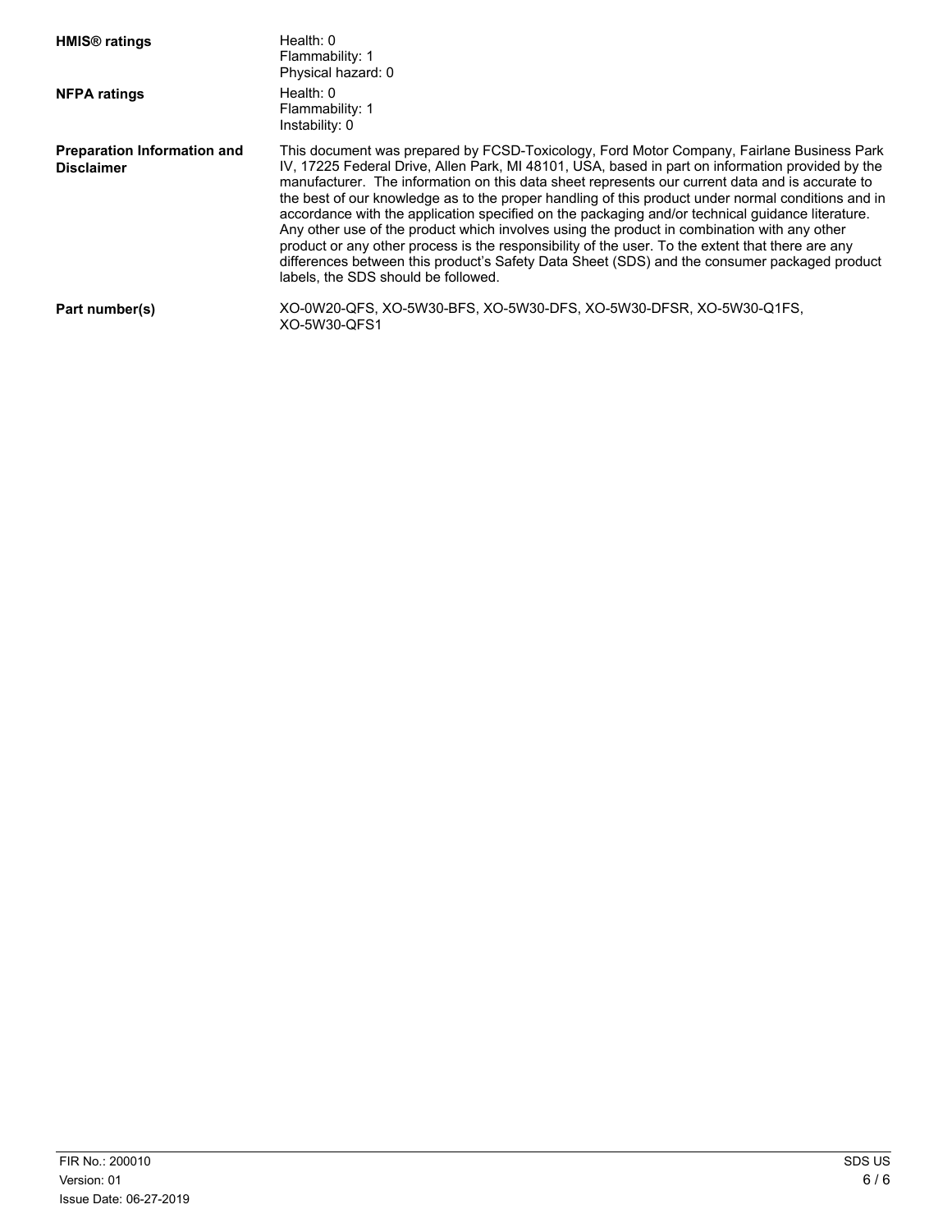**HMIS® ratings**

Health: 0
Flammability: 1
Physical hazard: 0

**NFPA ratings**

Health: 0
Flammability: 1
Instability: 0

**Preparation Information and Disclaimer**

This document was prepared by FCSD-Toxicology, Ford Motor Company, Fairlane Business Park IV, 17225 Federal Drive, Allen Park, MI 48101, USA, based in part on information provided by the manufacturer. The information on this data sheet represents our current data and is accurate to the best of our knowledge as to the proper handling of this product under normal conditions and in accordance with the application specified on the packaging and/or technical guidance literature. Any other use of the product which involves using the product in combination with any other product or any other process is the responsibility of the user. To the extent that there are any differences between this product's Safety Data Sheet (SDS) and the consumer packaged product labels, the SDS should be followed.

**Part number(s)**

XO-0W20-QFS, XO-5W30-BFS, XO-5W30-DFS, XO-5W30-DFSR, XO-5W30-Q1FS, XO-5W30-QFS1